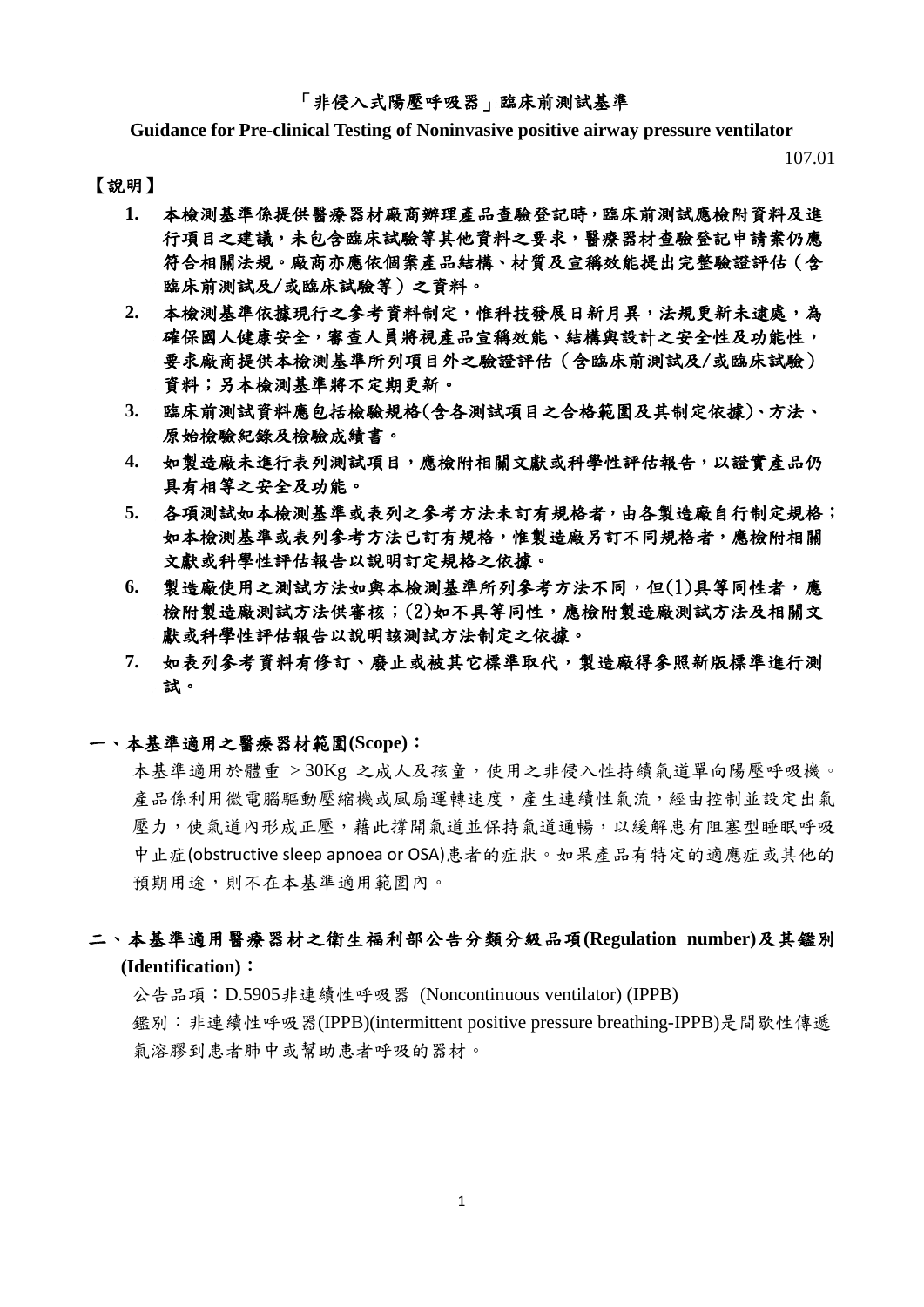# 「非侵入式陽壓呼吸器」臨床前測試基準

**Guidance for Pre-clinical Testing of Noninvasive positive airway pressure ventilator**

107.01

【說明】

1. **本檢測基準係提供醫療器材廠商辦理產品查驗登記時，臨床前測試應檢附資料及進行項目之建議，未包含臨床試驗等其他資料之要求，醫療器材查驗登記申請案仍應符合相關法規。廠商亦應依個案產品結構、材質及宣稱效能提出完整驗證評估（含臨床前測試及/或臨床試驗等）之資料。**
2. **本檢測基準依據現行之參考資料制定，惟科技發展日新月異，法規更新未逮處，為確保國人健康安全，審查人員將視產品宣稱效能、結構與設計之安全性及功能性，要求廠商提供本檢測基準所列項目外之驗證評估（含臨床前測試及/或臨床試驗）資料；另本檢測基準將不定期更新。**
3. **臨床前測試資料應包括檢驗規格(含各測試項目之合格範圍及其制定依據)、方法、原始檢驗紀錄及檢驗成績書。**
4. **如製造廠未進行表列測試項目，應檢附相關文獻或科學性評估報告，以證實產品仍具有相等之安全及功能。**
5. **各項測試如本檢測基準或表列之參考方法未訂有規格者，由各製造廠自行制定規格；如本檢測基準或表列參考方法已訂有規格，惟製造廠另訂不同規格者，應檢附相關文獻或科學性評估報告以說明訂定規格之依據。**
6. **製造廠使用之測試方法如與本檢測基準所列參考方法不同，但(1)具等同性者，應檢附製造廠測試方法供審核；(2)如不具等同性，應檢附製造廠測試方法及相關文獻或科學性評估報告以說明該測試方法制定之依據。**
7. **如表列參考資料有修訂、廢止或被其它標準取代，製造廠得參照新版標準進行測試。**

## 一、本基準適用之醫療器材範圍(Scope)：

本基準適用於體重 ＞30Kg 之成人及孩童，使用之非侵入性持續氣道單向陽壓呼吸機。產品係利用微電腦驅動壓縮機或風扇運轉速度，產生連續性氣流，經由控制並設定出氣壓力，使氣道內形成正壓，藉此撐開氣道並保持氣道通暢，以緩解患有阻塞型睡眠呼吸中止症(obstructive sleep apnoea or OSA)患者的症狀。如果產品有特定的適應症或其他的預期用途，則不在本基準適用範圍內。

## 二、本基準適用醫療器材之衛生福利部公告分類分級品項(Regulation number)及其鑑別(Identification)：

公告品項：D.5905非連續性呼吸器 (Noncontinuous ventilator) (IPPB)

鑑別：非連續性呼吸器(IPPB)(intermittent positive pressure breathing-IPPB)是間歇性傳遞氣溶膠到患者肺中或幫助患者呼吸的器材。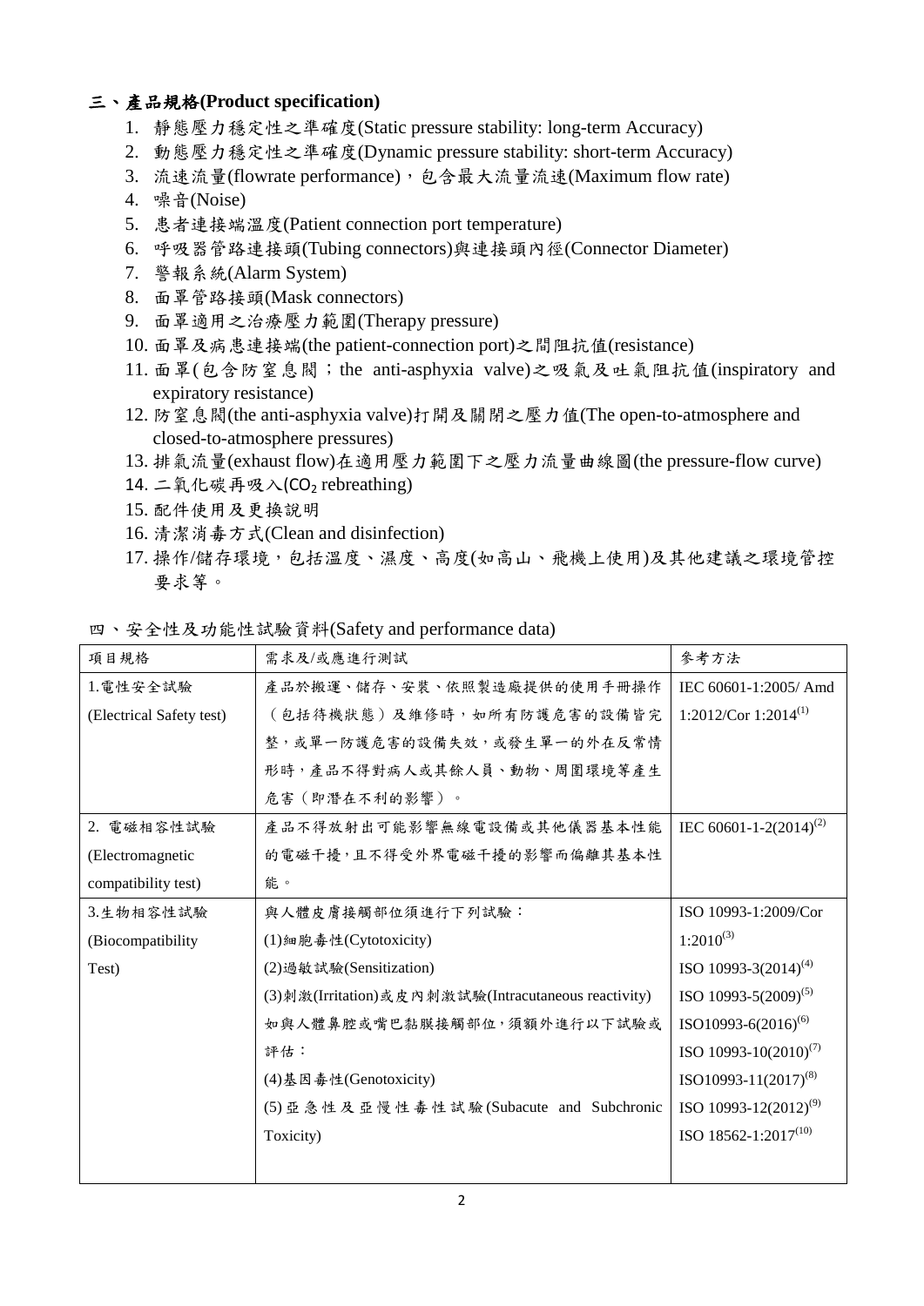## 三、產品規格(Product specification)

1. 靜態壓力穩定性之準確度(Static pressure stability: long-term Accuracy)
2. 動態壓力穩定性之準確度(Dynamic pressure stability: short-term Accuracy)
3. 流速流量(flowrate performance)，包含最大流量流速(Maximum flow rate)
4. 噪音(Noise)
5. 患者連接端溫度(Patient connection port temperature)
6. 呼吸器管路連接頭(Tubing connectors)與連接頭內徑(Connector Diameter)
7. 警報系統(Alarm System)
8. 面罩管路接頭(Mask connectors)
9. 面罩適用之治療壓力範圍(Therapy pressure)
10. 面罩及病患連接端(the patient-connection port)之間阻抗值(resistance)
11. 面罩(包含防窒息閥；the anti-asphyxia valve)之吸氣及吐氣阻抗值(inspiratory and expiratory resistance)
12. 防窒息閥(the anti-asphyxia valve)打開及關閉之壓力值(The open-to-atmosphere and closed-to-atmosphere pressures)
13. 排氣流量(exhaust flow)在適用壓力範圍下之壓力流量曲線圖(the pressure-flow curve)
14. 二氧化碳再吸入($CO_2$ rebreathing)
15. 配件使用及更換說明
16. 清潔消毒方式(Clean and disinfection)
17. 操作/儲存環境，包括溫度、濕度、高度(如高山、飛機上使用)及其他建議之環境管控要求等。

四、安全性及功能性試驗資料(Safety and performance data)

| 項目規格 | 需求及/或應進行測試 | 參考方法 |
|---|---|---|
| 1.電性安全試驗<br>(Electrical Safety test) | 產品於搬運、儲存、安裝、依照製造廠提供的使用手冊操作（包括待機狀態）及維修時，如所有防護危害的設備皆完整，或單一防護危害的設備失效，或發生單一的外在反常情形時，產品不得對病人或其餘人員、動物、周圍環境等產生危害（即潛在不利的影響）。 | IEC 60601-1:2005/ Amd 1:2012/Cor 1:2014[1] |
| 2. 電磁相容性試驗<br>(Electromagnetic compatibility test) | 產品不得放射出可能影響無線電設備或其他儀器基本性能的電磁干擾，且不得受外界電磁干擾的影響而偏離其基本性能。 | IEC 60601-1-2(2014)[2] |
| 3.生物相容性試驗<br>(Biocompatibility Test) | 與人體皮膚接觸部位須進行下列試驗：<br>(1)細胞毒性(Cytotoxicity)<br>(2)過敏試驗(Sensitization)<br>(3)刺激(Irritation)或皮內刺激試驗(Intracutaneous reactivity)<br>如與人體鼻腔或嘴巴黏膜接觸部位，須額外進行以下試驗或評估：<br>(4)基因毒性(Genotoxicity)<br>(5)亞急性及亞慢性毒性試驗(Subacute and Subchronic Toxicity) | ISO 10993-1:2009/Cor 1:2010[3]<br>ISO 10993-3(2014)[4]<br>ISO 10993-5(2009)[5]<br>ISO10993-6(2016)[6]<br>ISO 10993-10(2010)[7]<br>ISO10993-11(2017)[8]<br>ISO 10993-12(2012)[9]<br>ISO 18562-1:2017[10] |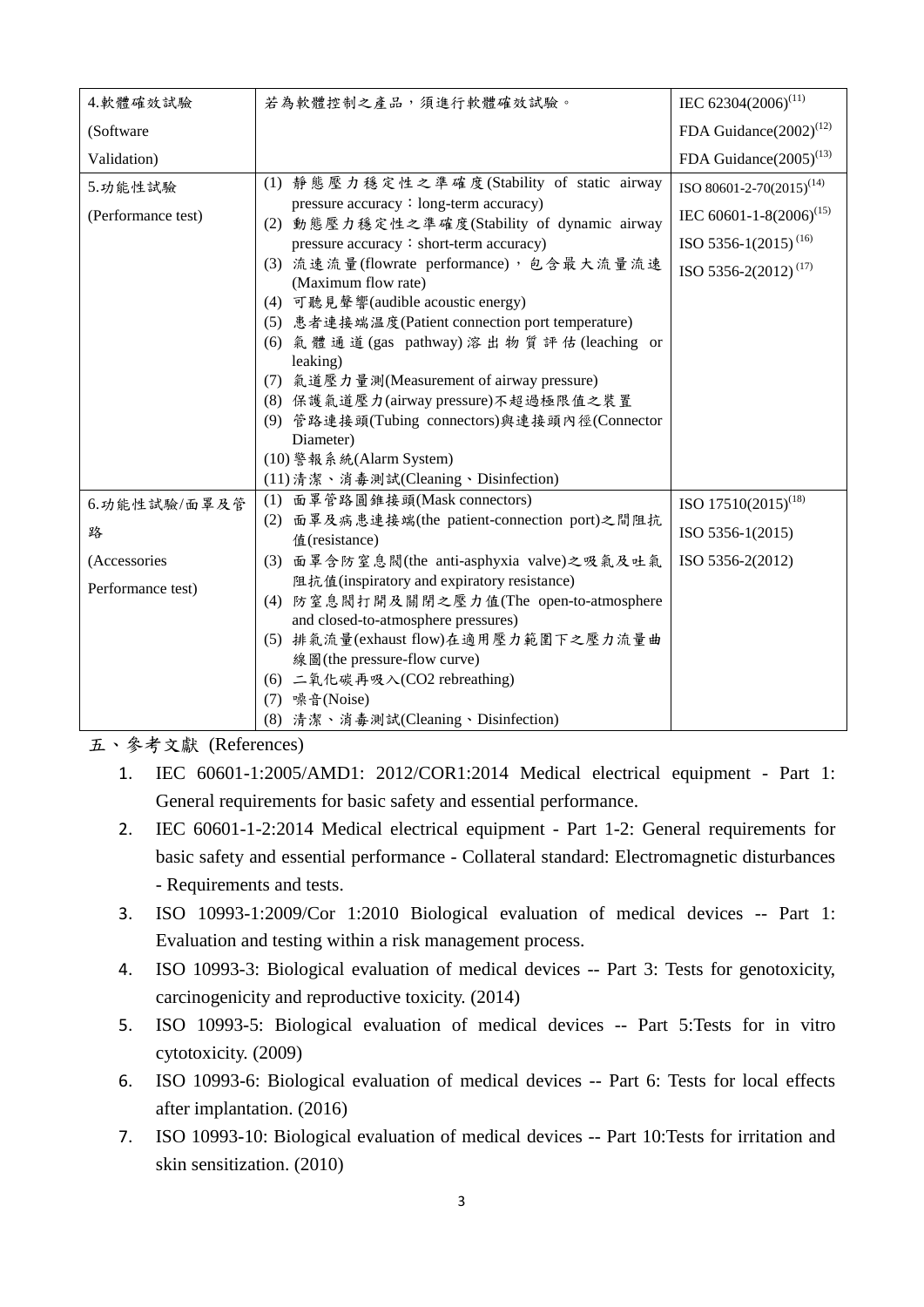| 4.軟體確效試驗 (Software Validation) | 若為軟體控制之產品，須進行軟體確效試驗。 | IEC 62304(2006)[(11)]<br>FDA Guidance(2002)[(12)]<br>FDA Guidance(2005)[(13)] |
|---|---|---|
| 5.功能性試驗 (Performance test) | (1) 靜態壓力穩定性之準確度(Stability of static airway pressure accuracy：long-term accuracy)<br>(2) 動態壓力穩定性之準確度(Stability of dynamic airway pressure accuracy：short-term accuracy)<br>(3) 流速流量(flowrate performance)，包含最大流量流速(Maximum flow rate)<br>(4) 可聽見聲響(audible acoustic energy)<br>(5) 患者連接端溫度(Patient connection port temperature)<br>(6) 氣體通道(gas pathway)溶出物質評估(leaching or leaking)<br>(7) 氣道壓力量測(Measurement of airway pressure)<br>(8) 保護氣道壓力(airway pressure)不超過極限值之裝置<br>(9) 管路連接頭(Tubing connectors)與連接頭內徑(Connector Diameter)<br>(10) 警報系統(Alarm System)<br>(11) 清潔、消毒測試(Cleaning、Disinfection) | ISO 80601-2-70(2015)[(14)]<br>IEC 60601-1-8(2006)[(15)]<br>ISO 5356-1(2015)[(16)]<br>ISO 5356-2(2012)[(17)] |
| 6.功能性試驗/面罩及管路 (Accessories Performance test) | (1) 面罩管路圓錐接頭(Mask connectors)<br>(2) 面罩及病患連接端(the patient-connection port)之間阻抗值(resistance)<br>(3) 面罩含防窒息閥(the anti-asphyxia valve)之吸氣及吐氣阻抗值(inspiratory and expiratory resistance)<br>(4) 防窒息閥打開及關閉之壓力值(The open-to-atmosphere and closed-to-atmosphere pressures)<br>(5) 排氣流量(exhaust flow)在適用壓力範圍下之壓力流量曲線圖(the pressure-flow curve)<br>(6) 二氧化碳再吸入(CO2 rebreathing)<br>(7) 噪音(Noise)<br>(8) 清潔、消毒測試(Cleaning、Disinfection) | ISO 17510(2015)[(18)]<br>ISO 5356-1(2015)<br>ISO 5356-2(2012) |

## 五、參考文獻 (References)

1. IEC 60601-1:2005/AMD1: 2012/COR1:2014 Medical electrical equipment - Part 1: General requirements for basic safety and essential performance.
2. IEC 60601-1-2:2014 Medical electrical equipment - Part 1-2: General requirements for basic safety and essential performance - Collateral standard: Electromagnetic disturbances - Requirements and tests.
3. ISO 10993-1:2009/Cor 1:2010 Biological evaluation of medical devices -- Part 1: Evaluation and testing within a risk management process.
4. ISO 10993-3: Biological evaluation of medical devices -- Part 3: Tests for genotoxicity, carcinogenicity and reproductive toxicity. (2014)
5. ISO 10993-5: Biological evaluation of medical devices -- Part 5:Tests for in vitro cytotoxicity. (2009)
6. ISO 10993-6: Biological evaluation of medical devices -- Part 6: Tests for local effects after implantation. (2016)
7. ISO 10993-10: Biological evaluation of medical devices -- Part 10:Tests for irritation and skin sensitization. (2010)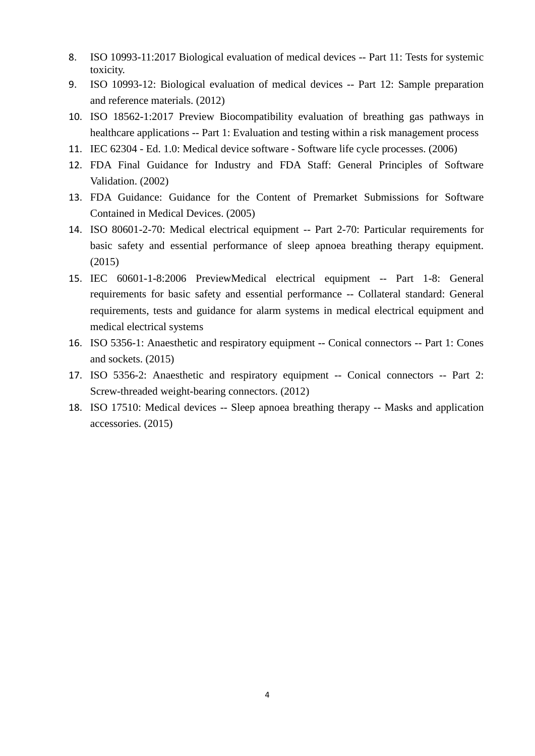8. ISO 10993-11:2017 Biological evaluation of medical devices -- Part 11: Tests for systemic toxicity.
9. ISO 10993-12: Biological evaluation of medical devices -- Part 12: Sample preparation and reference materials. (2012)
10. ISO 18562-1:2017 Preview Biocompatibility evaluation of breathing gas pathways in healthcare applications -- Part 1: Evaluation and testing within a risk management process
11. IEC 62304 - Ed. 1.0: Medical device software - Software life cycle processes. (2006)
12. FDA Final Guidance for Industry and FDA Staff: General Principles of Software Validation. (2002)
13. FDA Guidance: Guidance for the Content of Premarket Submissions for Software Contained in Medical Devices. (2005)
14. ISO 80601-2-70: Medical electrical equipment -- Part 2-70: Particular requirements for basic safety and essential performance of sleep apnoea breathing therapy equipment. (2015)
15. IEC 60601-1-8:2006 PreviewMedical electrical equipment -- Part 1-8: General requirements for basic safety and essential performance -- Collateral standard: General requirements, tests and guidance for alarm systems in medical electrical equipment and medical electrical systems
16. ISO 5356-1: Anaesthetic and respiratory equipment -- Conical connectors -- Part 1: Cones and sockets. (2015)
17. ISO 5356-2: Anaesthetic and respiratory equipment -- Conical connectors -- Part 2: Screw-threaded weight-bearing connectors. (2012)
18. ISO 17510: Medical devices -- Sleep apnoea breathing therapy -- Masks and application accessories. (2015)